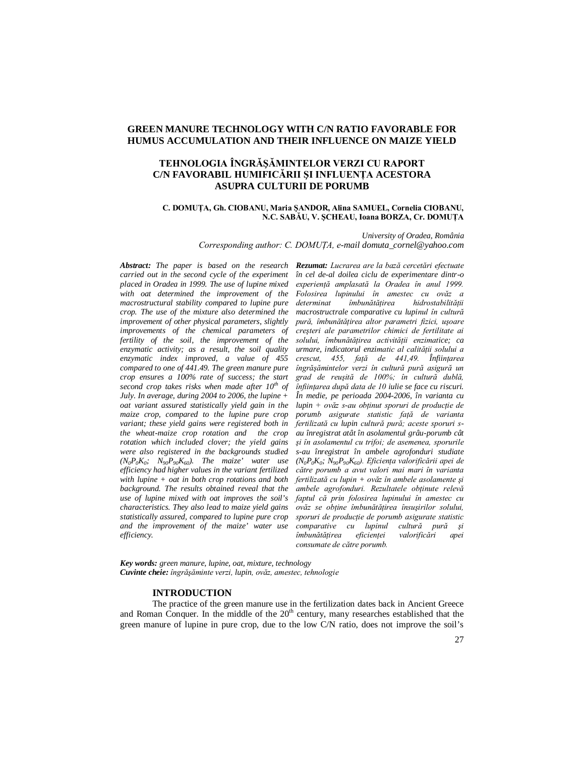# GREEN MANURE TECHNOLOGY WITH C/N RATIO FAVORABLE FOR HUMUS ACCUMULATION AND THEIR INFLUENCE ON MAIZE YIELD

# TEHNOLOGIA ÎNGRĂŞĂMINTELOR VERZI CU RAPORT C/N FAVORABIL HUMIFICĂRII ŞI INFLUENŢA ACESTORA ASUPRA CULTURII DE PORUMB

**C. DOMUŢA, Gh. CIOBANU, Maria ŞANDOR, Alina SAMUEL, Cornelia CIOBANU, N.C. SABĂU, V. ŞCHEAU, Ioana BORZA, Cr. DOMUŢA**

*University of Oradea, România*
*Corresponding author: C. DOMUŢA, e-mail domuta_cornel@yahoo.com*

***Abstract:*** *The paper is based on the research carried out in the second cycle of the experiment placed in Oradea in 1999. The use of lupine mixed with oat determined the improvement of the macrostructural stability compared to lupine pure crop. The use of the mixture also determined the improvement of other physical parameters, slightly improvements of the chemical parameters of fertility of the soil, the improvement of the enzymatic activity; as a result, the soil quality enzymatic index improved, a value of 455 compared to one of 441.49. The green manure pure crop ensures a 100% rate of success; the start second crop takes risks when made after 10th of July. In average, during 2004 to 2006, the lupine + oat variant assured statistically yield gain in the maize crop, compared to the lupine pure crop variant; these yield gains were registered both in the wheat-maize crop rotation and the crop rotation which included clover; the yield gains were also registered in the backgrounds studied ($N_0P_0K_0$; $N_{90}P_{90}K_{60}$). The maize' water use efficiency had higher values in the variant fertilized with lupine + oat in both crop rotations and both background. The results obtained reveal that the use of lupine mixed with oat improves the soil's characteristics. They also lead to maize yield gains statistically assured, compared to lupine pure crop and the improvement of the maize' water use efficiency.*

***Rezumat:*** *Lucrarea are la bază cercetări efectuate în cel de-al doilea ciclu de experimentare dintr-o experienţă amplasată la Oradea în anul 1999. Folosirea lupinului în amestec cu ovăz a determinat îmbunătăţirea hidrostabilităţii macrostructrale comparative cu lupinul în cultură pură, îmbunătăţirea altor parametri fizici, uşoare creşteri ale parametrilor chimici de fertilitate ai solului, îmbunătăţirea activităţii enzimatice; ca urmare, indicatorul enzimatic al calităţii solului a crescut, 455, faţă de 441,49. Înfiinţarea îngrăşămintelor verzi în cultură pură asigură un grad de reuşită de 100%; în cultură dublă, înfiinţarea după data de 10 iulie se face cu riscuri. În medie, pe perioada 2004-2006, în varianta cu lupin + ovăz s-au obţinut sporuri de producţie de porumb asigurate statistic faţă de varianta fertilizată cu lupin cultură pură; aceste sporuri s-au înregistrat atât în asolamentul grâu-porumb cât şi în asolamentul cu trifoi; de asemenea, sporurile s-au înregistrat în ambele agrofonduri studiate ($N_0P_0K_0$; $N_{90}P_{90}K_{60}$). Eficienţa valorificării apei de către porumb a avut valori mai mari în varianta fertilizată cu lupin + ovăz în ambele asolamente şi ambele agrofonduri. Rezultatele obţinute relevă faptul că prin folosirea lupinului în amestec cu ovăz se obţine îmbunătăţirea însuşirilor solului, sporuri de producţie de porumb asigurate statistic comparative cu lupinul cultură pură şi îmbunătăţirea eficienţei valorificări apei consumate de către porumb.*

***Key words:*** *green manure, lupine, oat, mixture, technology*
***Cuvinte cheie:*** *îngrăşăminte verzi, lupin, ovăz, amestec, tehnologie*

## INTRODUCTION

The practice of the green manure use in the fertilization dates back in Ancient Greece and Roman Conquer. In the middle of the 20th century, many researches established that the green manure of lupine in pure crop, due to the low C/N ratio, does not improve the soil's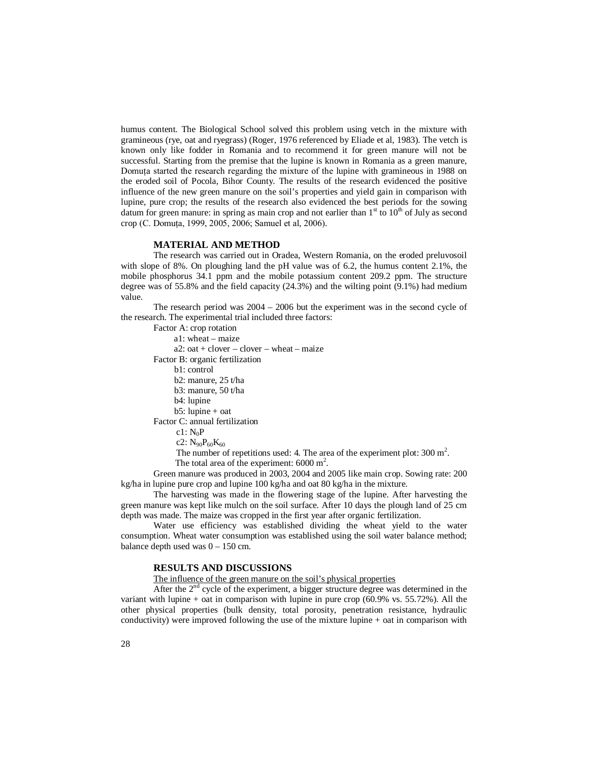humus content. The Biological School solved this problem using vetch in the mixture with gramineous (rye, oat and ryegrass) (Roger, 1976 referenced by Eliade et al, 1983). The vetch is known only like fodder in Romania and to recommend it for green manure will not be successful. Starting from the premise that the lupine is known in Romania as a green manure, Domuța started the research regarding the mixture of the lupine with gramineous in 1988 on the eroded soil of Pocola, Bihor County. The results of the research evidenced the positive influence of the new green manure on the soil's properties and yield gain in comparison with lupine, pure crop; the results of the research also evidenced the best periods for the sowing datum for green manure: in spring as main crop and not earlier than 1[st] to 10[th] of July as second crop (C. Domuța, 1999, 2005, 2006; Samuel et al, 2006).

## MATERIAL AND METHOD

The research was carried out in Oradea, Western Romania, on the eroded preluvosoil with slope of 8%. On ploughing land the pH value was of 6.2, the humus content 2.1%, the mobile phosphorus 34.1 ppm and the mobile potassium content 209.2 ppm. The structure degree was of 55.8% and the field capacity (24.3%) and the wilting point (9.1%) had medium value.

The research period was 2004 – 2006 but the experiment was in the second cycle of the research. The experimental trial included three factors:

Factor A: crop rotation
- a1: wheat – maize
- a2: oat + clover – clover – wheat – maize

Factor B: organic fertilization
- b1: control
- b2: manure, 25 t/ha
- b3: manure, 50 t/ha
- b4: lupine
- b5: lupine + oat

Factor C: annual fertilization
- c1: $N_0P$
- c2: $N_{90}P_{60}K_{60}$

The number of repetitions used: 4. The area of the experiment plot: 300 $m^2$.
The total area of the experiment: 6000 $m^2$.

Green manure was produced in 2003, 2004 and 2005 like main crop. Sowing rate: 200 kg/ha in lupine pure crop and lupine 100 kg/ha and oat 80 kg/ha in the mixture.

The harvesting was made in the flowering stage of the lupine. After harvesting the green manure was kept like mulch on the soil surface. After 10 days the plough land of 25 cm depth was made. The maize was cropped in the first year after organic fertilization.

Water use efficiency was established dividing the wheat yield to the water consumption. Wheat water consumption was established using the soil water balance method; balance depth used was 0 – 150 cm.

## RESULTS AND DISCUSSIONS

The influence of the green manure on the soil's physical properties

After the 2[nd] cycle of the experiment, a bigger structure degree was determined in the variant with lupine + oat in comparison with lupine in pure crop (60.9% vs. 55.72%). All the other physical properties (bulk density, total porosity, penetration resistance, hydraulic conductivity) were improved following the use of the mixture lupine + oat in comparison with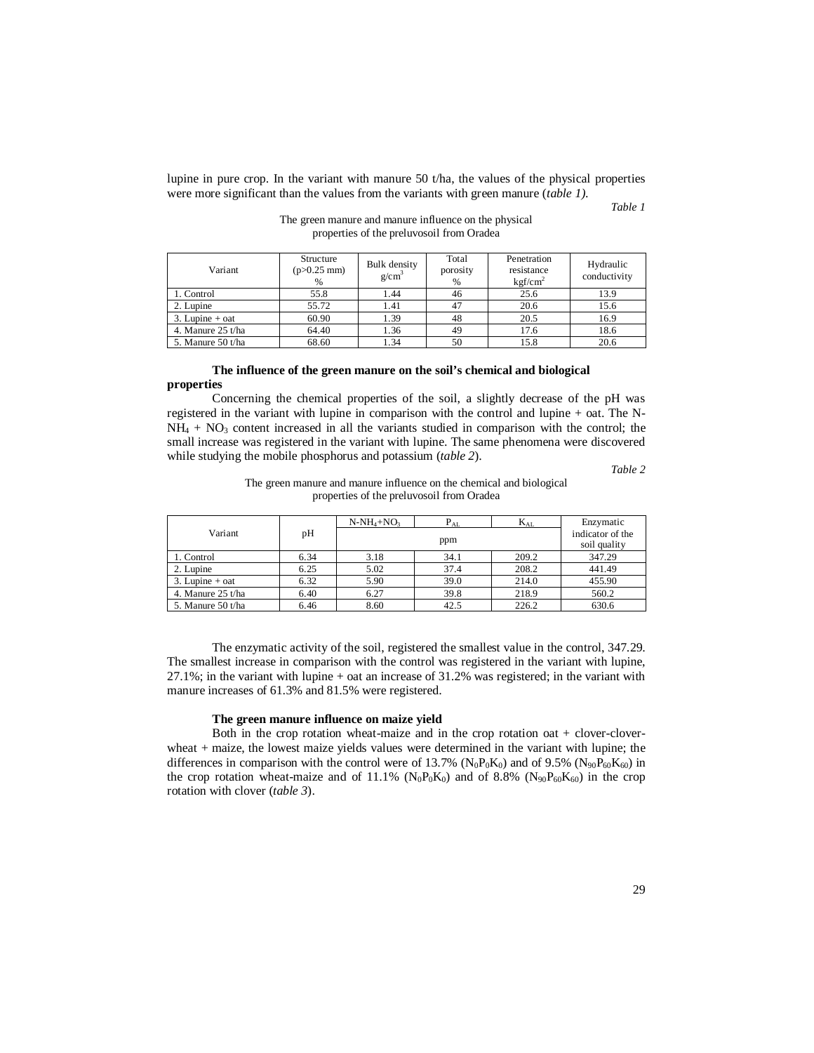lupine in pure crop. In the variant with manure 50 t/ha, the values of the physical properties were more significant than the values from the variants with green manure (*table 1)*.

*Table 1*

The green manure and manure influence on the physical properties of the preluvosoil from Oradea

| Variant | Structure (p>0.25 mm) % | Bulk density $g/cm^3$ | Total porosity % | Penetration resistance $kgf/cm^2$ | Hydraulic conductivity |
|---|---|---|---|---|---|
| 1. Control | 55.8 | 1.44 | 46 | 25.6 | 13.9 |
| 2. Lupine | 55.72 | 1.41 | 47 | 20.6 | 15.6 |
| 3. Lupine + oat | 60.90 | 1.39 | 48 | 20.5 | 16.9 |
| 4. Manure 25 t/ha | 64.40 | 1.36 | 49 | 17.6 | 18.6 |
| 5. Manure 50 t/ha | 68.60 | 1.34 | 50 | 15.8 | 20.6 |

**The influence of the green manure on the soil's chemical and biological properties**

Concerning the chemical properties of the soil, a slightly decrease of the pH was registered in the variant with lupine in comparison with the control and lupine + oat. The N-$NH_4$ + $NO_3$ content increased in all the variants studied in comparison with the control; the small increase was registered in the variant with lupine. The same phenomena were discovered while studying the mobile phosphorus and potassium (*table 2*).

*Table 2*

The green manure and manure influence on the chemical and biological properties of the preluvosoil from Oradea

| Variant | pH | N-$NH_4$+$NO_3$ | $P_{AL}$ | $K_{AL}$ | Enzymatic indicator of the soil quality |
|---|---|---|---|---|---|
| | | ppm | | | |
| 1. Control | 6.34 | 3.18 | 34.1 | 209.2 | 347.29 |
| 2. Lupine | 6.25 | 5.02 | 37.4 | 208.2 | 441.49 |
| 3. Lupine + oat | 6.32 | 5.90 | 39.0 | 214.0 | 455.90 |
| 4. Manure 25 t/ha | 6.40 | 6.27 | 39.8 | 218.9 | 560.2 |
| 5. Manure 50 t/ha | 6.46 | 8.60 | 42.5 | 226.2 | 630.6 |

The enzymatic activity of the soil, registered the smallest value in the control, 347.29. The smallest increase in comparison with the control was registered in the variant with lupine, 27.1%; in the variant with lupine + oat an increase of 31.2% was registered; in the variant with manure increases of 61.3% and 81.5% were registered.

**The green manure influence on maize yield**

Both in the crop rotation wheat-maize and in the crop rotation oat + clover-clover-wheat + maize, the lowest maize yields values were determined in the variant with lupine; the differences in comparison with the control were of 13.7% ($N_0P_0K_0$) and of 9.5% ($N_{90}P_{60}K_{60}$) in the crop rotation wheat-maize and of 11.1% ($N_0P_0K_0$) and of 8.8% ($N_{90}P_{60}K_{60}$) in the crop rotation with clover (*table 3*).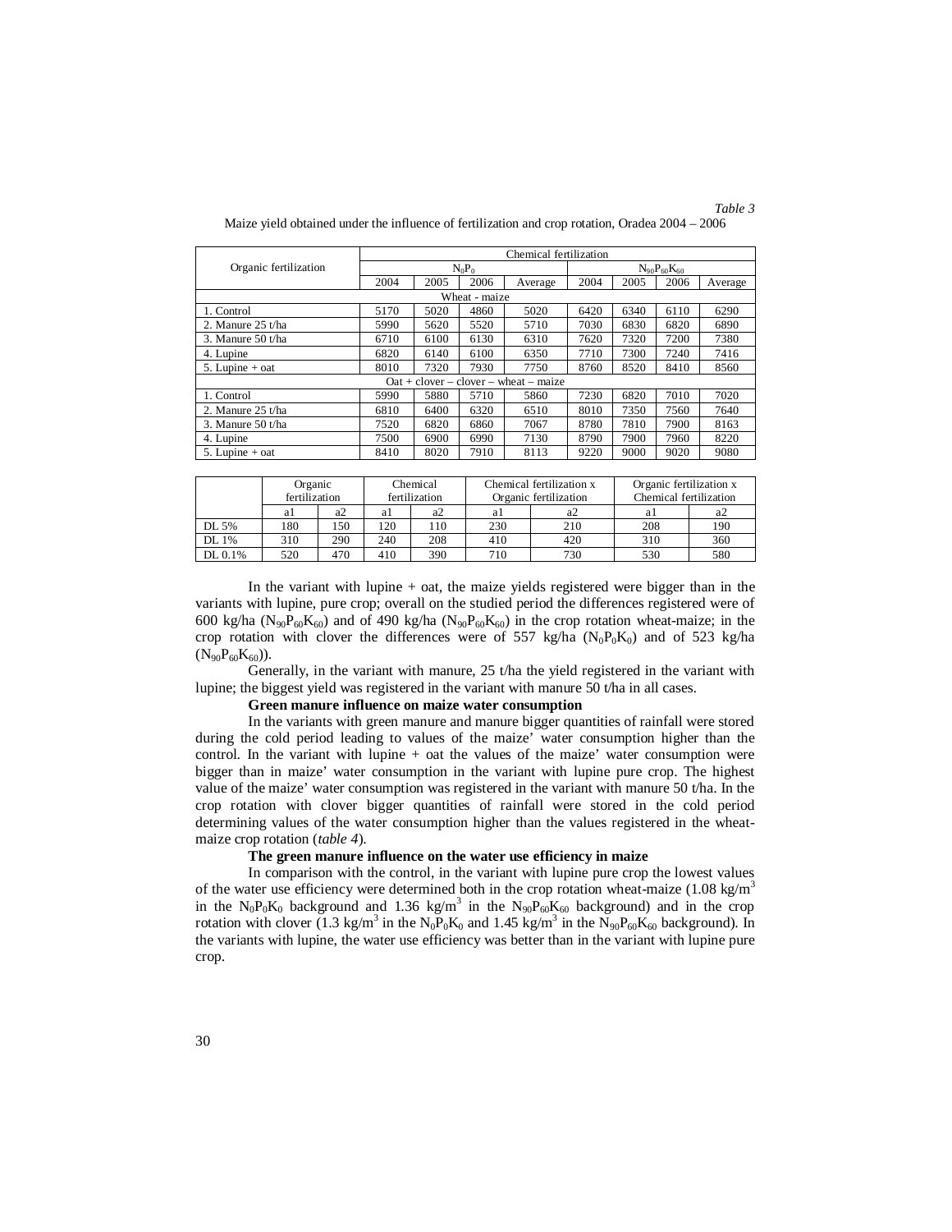*Table 3*

Maize yield obtained under the influence of fertilization and crop rotation, Oradea 2004 – 2006

| Organic fertilization | Chemical fertilization | | | | | | | |
|---|---|---|---|---|---|---|---|---|
| | $N_0P_0$ | | | | $N_{90}P_{60}K_{60}$ | | | |
| | 2004 | 2005 | 2006 | Average | 2004 | 2005 | 2006 | Average |
| Wheat - maize | | | | | | | | |
| 1. Control | 5170 | 5020 | 4860 | 5020 | 6420 | 6340 | 6110 | 6290 |
| 2. Manure 25 t/ha | 5990 | 5620 | 5520 | 5710 | 7030 | 6830 | 6820 | 6890 |
| 3. Manure 50 t/ha | 6710 | 6100 | 6130 | 6310 | 7620 | 7320 | 7200 | 7380 |
| 4. Lupine | 6820 | 6140 | 6100 | 6350 | 7710 | 7300 | 7240 | 7416 |
| 5. Lupine + oat | 8010 | 7320 | 7930 | 7750 | 8760 | 8520 | 8410 | 8560 |
| Oat + clover – clover – wheat – maize | | | | | | | | |
| 1. Control | 5990 | 5880 | 5710 | 5860 | 7230 | 6820 | 7010 | 7020 |
| 2. Manure 25 t/ha | 6810 | 6400 | 6320 | 6510 | 8010 | 7350 | 7560 | 7640 |
| 3. Manure 50 t/ha | 7520 | 6820 | 6860 | 7067 | 8780 | 7810 | 7900 | 8163 |
| 4. Lupine | 7500 | 6900 | 6990 | 7130 | 8790 | 7900 | 7960 | 8220 |
| 5. Lupine + oat | 8410 | 8020 | 7910 | 8113 | 9220 | 9000 | 9020 | 9080 |

| | Organic fertilization | | Chemical fertilization | | Chemical fertilization x Organic fertilization | | Organic fertilization x Chemical fertilization | |
|---|---|---|---|---|---|---|---|---|
| | a1 | a2 | a1 | a2 | a1 | a2 | a1 | a2 |
| DL 5% | 180 | 150 | 120 | 110 | 230 | 210 | 208 | 190 |
| DL 1% | 310 | 290 | 240 | 208 | 410 | 420 | 310 | 360 |
| DL 0.1% | 520 | 470 | 410 | 390 | 710 | 730 | 530 | 580 |

In the variant with lupine + oat, the maize yields registered were bigger than in the variants with lupine, pure crop; overall on the studied period the differences registered were of 600 kg/ha ($N_{90}P_{60}K_{60}$) and of 490 kg/ha ($N_{90}P_{60}K_{60}$) in the crop rotation wheat-maize; in the crop rotation with clover the differences were of 557 kg/ha ($N_0P_0K_0$) and of 523 kg/ha ($N_{90}P_{60}K_{60}$)).

Generally, in the variant with manure, 25 t/ha the yield registered in the variant with lupine; the biggest yield was registered in the variant with manure 50 t/ha in all cases.

**Green manure influence on maize water consumption**

In the variants with green manure and manure bigger quantities of rainfall were stored during the cold period leading to values of the maize' water consumption higher than the control. In the variant with lupine + oat the values of the maize' water consumption were bigger than in maize' water consumption in the variant with lupine pure crop. The highest value of the maize' water consumption was registered in the variant with manure 50 t/ha. In the crop rotation with clover bigger quantities of rainfall were stored in the cold period determining values of the water consumption higher than the values registered in the wheat-maize crop rotation (*table 4*).

**The green manure influence on the water use efficiency in maize**

In comparison with the control, in the variant with lupine pure crop the lowest values of the water use efficiency were determined both in the crop rotation wheat-maize (1.08 kg/m$^3$ in the $N_0P_0K_0$ background and 1.36 kg/m$^3$ in the $N_{90}P_{60}K_{60}$ background) and in the crop rotation with clover (1.3 kg/m$^3$ in the $N_0P_0K_0$ and 1.45 kg/m$^3$ in the $N_{90}P_{60}K_{60}$ background). In the variants with lupine, the water use efficiency was better than in the variant with lupine pure crop.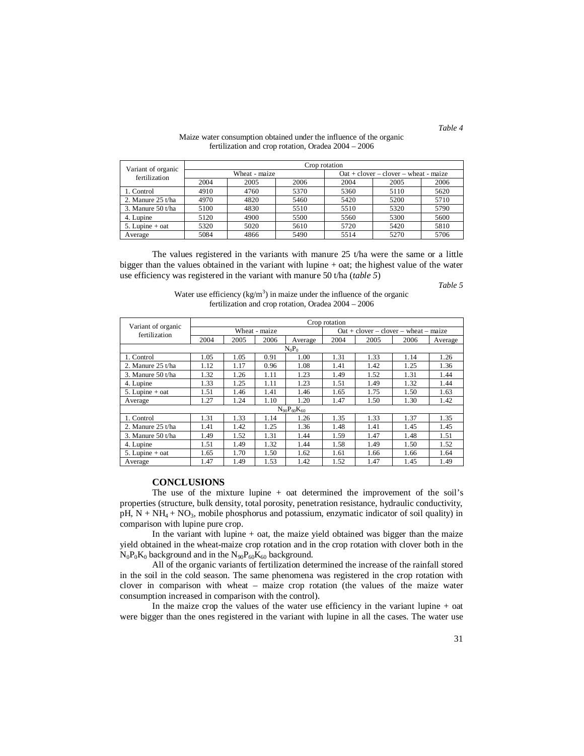*Table 4*

Maize water consumption obtained under the influence of the organic fertilization and crop rotation, Oradea 2004 – 2006

| Variant of organic fertilization | Crop rotation | | | | | |
|---|---|---|---|---|---|---|
| | Wheat - maize | | | Oat + clover – clover – wheat - maize | | |
| | 2004 | 2005 | 2006 | 2004 | 2005 | 2006 |
| 1. Control | 4910 | 4760 | 5370 | 5360 | 5110 | 5620 |
| 2. Manure 25 t/ha | 4970 | 4820 | 5460 | 5420 | 5200 | 5710 |
| 3. Manure 50 t/ha | 5100 | 4830 | 5510 | 5510 | 5320 | 5790 |
| 4. Lupine | 5120 | 4900 | 5500 | 5560 | 5300 | 5600 |
| 5. Lupine + oat | 5320 | 5020 | 5610 | 5720 | 5420 | 5810 |
| Average | 5084 | 4866 | 5490 | 5514 | 5270 | 5706 |

The values registered in the variants with manure 25 t/ha were the same or a little bigger than the values obtained in the variant with lupine + oat; the highest value of the water use efficiency was registered in the variant with manure 50 t/ha (*table 5*)

*Table 5*

Water use efficiency ($kg/m^3$) in maize under the influence of the organic fertilization and crop rotation, Oradea 2004 – 2006

| Variant of organic fertilization | Crop rotation | | | | | | | |
|---|---|---|---|---|---|---|---|---|
| | Wheat - maize | | | | Oat + clover – clover – wheat – maize | | | |
| | 2004 | 2005 | 2006 | Average | 2004 | 2005 | 2006 | Average |
| $N_0P_0$ | | | | | | | | |
| 1. Control | 1.05 | 1.05 | 0.91 | 1.00 | 1.31 | 1.33 | 1.14 | 1.26 |
| 2. Manure 25 t/ha | 1.12 | 1.17 | 0.96 | 1.08 | 1.41 | 1.42 | 1.25 | 1.36 |
| 3. Manure 50 t/ha | 1.32 | 1.26 | 1.11 | 1.23 | 1.49 | 1.52 | 1.31 | 1.44 |
| 4. Lupine | 1.33 | 1.25 | 1.11 | 1.23 | 1.51 | 1.49 | 1.32 | 1.44 |
| 5. Lupine + oat | 1.51 | 1.46 | 1.41 | 1.46 | 1.65 | 1.75 | 1.50 | 1.63 |
| Average | 1.27 | 1.24 | 1.10 | 1.20 | 1.47 | 1.50 | 1.30 | 1.42 |
| $N_{90}P_{60}K_{60}$ | | | | | | | | |
| 1. Control | 1.31 | 1.33 | 1.14 | 1.26 | 1.35 | 1.33 | 1.37 | 1.35 |
| 2. Manure 25 t/ha | 1.41 | 1.42 | 1.25 | 1.36 | 1.48 | 1.41 | 1.45 | 1.45 |
| 3. Manure 50 t/ha | 1.49 | 1.52 | 1.31 | 1.44 | 1.59 | 1.47 | 1.48 | 1.51 |
| 4. Lupine | 1.51 | 1.49 | 1.32 | 1.44 | 1.58 | 1.49 | 1.50 | 1.52 |
| 5. Lupine + oat | 1.65 | 1.70 | 1.50 | 1.62 | 1.61 | 1.66 | 1.66 | 1.64 |
| Average | 1.47 | 1.49 | 1.53 | 1.42 | 1.52 | 1.47 | 1.45 | 1.49 |

## CONCLUSIONS

The use of the mixture lupine + oat determined the improvement of the soil's properties (structure, bulk density, total porosity, penetration resistance, hydraulic conductivity, pH, $N + NH_4 + NO_3$, mobile phosphorus and potassium, enzymatic indicator of soil quality) in comparison with lupine pure crop.

In the variant with lupine + oat, the maize yield obtained was bigger than the maize yield obtained in the wheat-maize crop rotation and in the crop rotation with clover both in the $N_0P_0K_0$ background and in the $N_{90}P_{60}K_{60}$ background.

All of the organic variants of fertilization determined the increase of the rainfall stored in the soil in the cold season. The same phenomena was registered in the crop rotation with clover in comparison with wheat – maize crop rotation (the values of the maize water consumption increased in comparison with the control).

In the maize crop the values of the water use efficiency in the variant lupine + oat were bigger than the ones registered in the variant with lupine in all the cases. The water use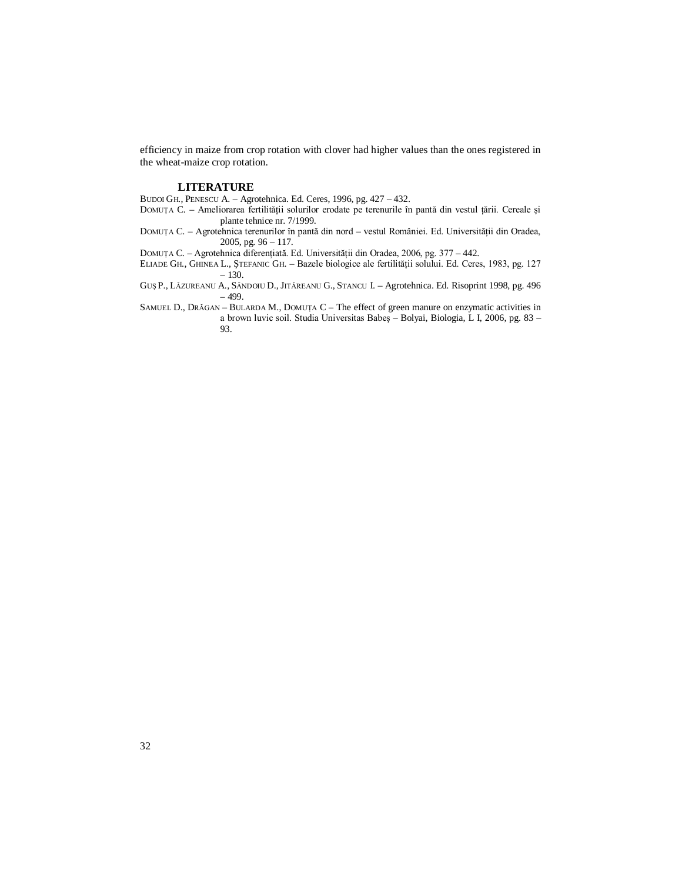efficiency in maize from crop rotation with clover had higher values than the ones registered in the wheat-maize crop rotation.

## LITERATURE

BUDOI GH., PENESCU A. – Agrotehnica. Ed. Ceres, 1996, pg. 427 – 432.

DOMUȚA C. – Ameliorarea fertilității solurilor erodate pe terenurile în pantă din vestul țării. Cereale și plante tehnice nr. 7/1999.

DOMUȚA C. – Agrotehnica terenurilor în pantă din nord – vestul României. Ed. Universității din Oradea, 2005, pg. 96 – 117.

DOMUȚA C. – Agrotehnica diferențiată. Ed. Universității din Oradea, 2006, pg. 377 – 442.

ELIADE GH., GHINEA L., ȘTEFANIC GH. – Bazele biologice ale fertilității solului. Ed. Ceres, 1983, pg. 127 – 130.

GUȘ P., LĂZUREANU A., SĂNDOIU D., JITĂREANU G., STANCU I. – Agrotehnica. Ed. Risoprint 1998, pg. 496 – 499.

SAMUEL D., DRĂGAN – BULARDA M., DOMUȚA C – The effect of green manure on enzymatic activities in a brown luvic soil. Studia Universitas Babeș – Bolyai, Biologia, L I, 2006, pg. 83 – 93.